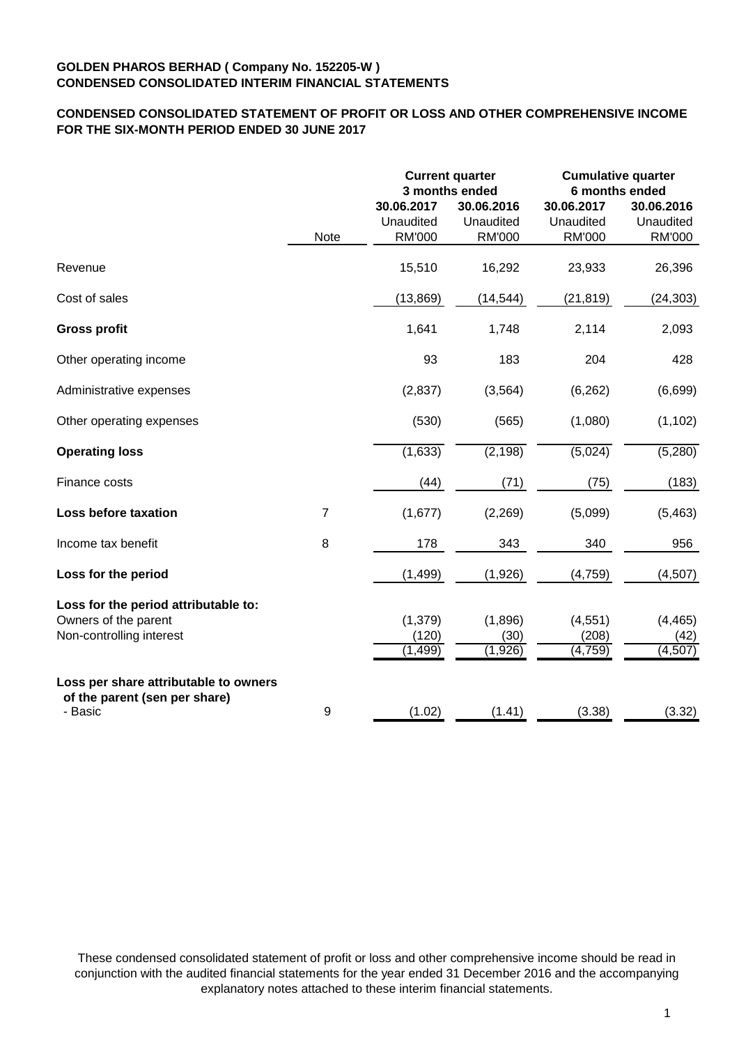**GOLDEN PHAROS BERHAD ( Company No. 152205-W )**
**CONDENSED CONSOLIDATED INTERIM FINANCIAL STATEMENTS**

**CONDENSED CONSOLIDATED STATEMENT OF PROFIT OR LOSS AND OTHER COMPREHENSIVE INCOME FOR THE SIX-MONTH PERIOD ENDED 30 JUNE 2017**

| | Note | Current quarter 3 months ended | | Cumulative quarter 6 months ended | |
|---|---|---|---|---|---|
| | | 30.06.2017 Unaudited RM'000 | 30.06.2016 Unaudited RM'000 | 30.06.2017 Unaudited RM'000 | 30.06.2016 Unaudited RM'000 |
| Revenue | | 15,510 | 16,292 | 23,933 | 26,396 |
| Cost of sales | | (13,869) | (14,544) | (21,819) | (24,303) |
| **Gross profit** | | 1,641 | 1,748 | 2,114 | 2,093 |
| Other operating income | | 93 | 183 | 204 | 428 |
| Administrative expenses | | (2,837) | (3,564) | (6,262) | (6,699) |
| Other operating expenses | | (530) | (565) | (1,080) | (1,102) |
| **Operating loss** | | (1,633) | (2,198) | (5,024) | (5,280) |
| Finance costs | | (44) | (71) | (75) | (183) |
| **Loss before taxation** | 7 | (1,677) | (2,269) | (5,099) | (5,463) |
| Income tax benefit | 8 | 178 | 343 | 340 | 956 |
| **Loss for the period** | | (1,499) | (1,926) | (4,759) | (4,507) |
| **Loss for the period attributable to:** | | | | | |
| Owners of the parent | | (1,379) | (1,896) | (4,551) | (4,465) |
| Non-controlling interest | | (120) | (30) | (208) | (42) |
| | | (1,499) | (1,926) | (4,759) | (4,507) |
| **Loss per share attributable to owners of the parent (sen per share)** | | | | | |
| - Basic | 9 | (1.02) | (1.41) | (3.38) | (3.32) |

These condensed consolidated statement of profit or loss and other comprehensive income should be read in conjunction with the audited financial statements for the year ended 31 December 2016 and the accompanying explanatory notes attached to these interim financial statements.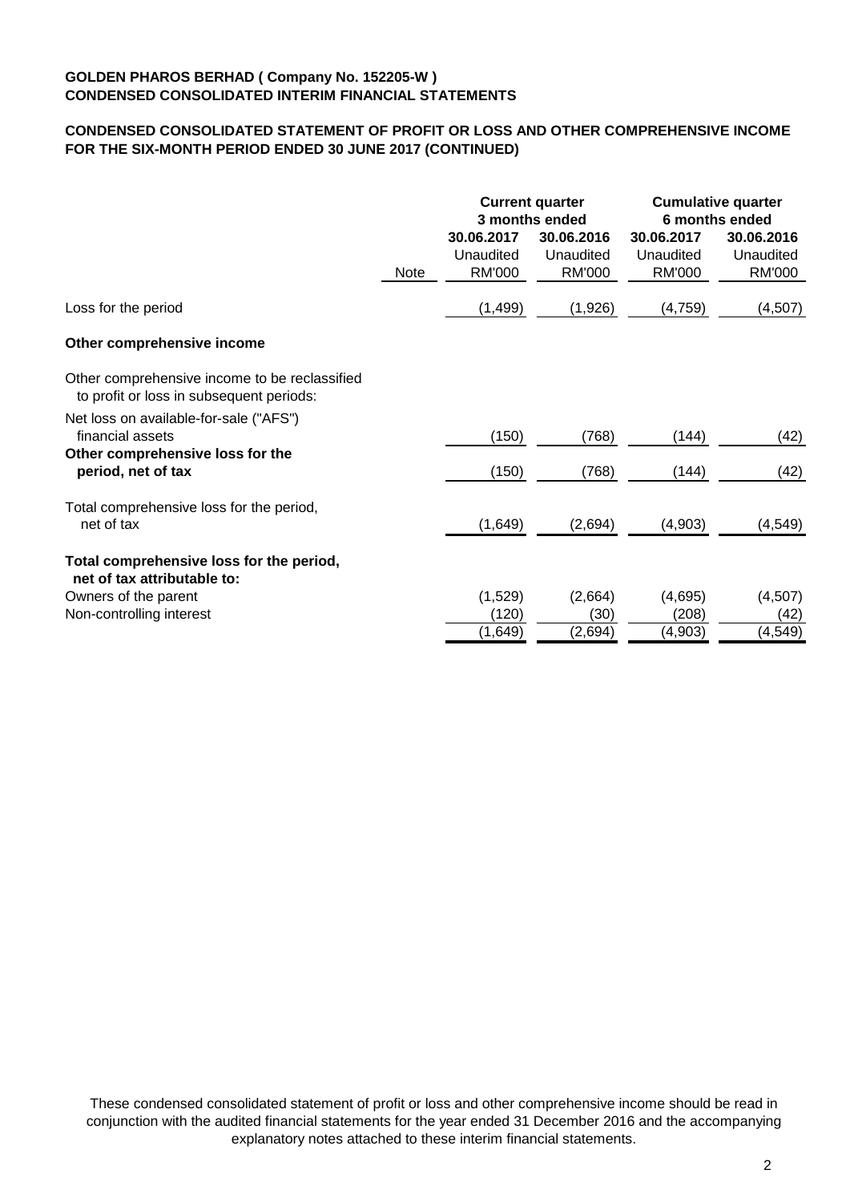**GOLDEN PHAROS BERHAD ( Company No. 152205-W )**
**CONDENSED CONSOLIDATED INTERIM FINANCIAL STATEMENTS**

**CONDENSED CONSOLIDATED STATEMENT OF PROFIT OR LOSS AND OTHER COMPREHENSIVE INCOME FOR THE SIX-MONTH PERIOD ENDED 30 JUNE 2017 (CONTINUED)**

| | | Current quarter 3 months ended | | Cumulative quarter 6 months ended | |
|---|---|---|---|---|---|
| | | 30.06.2017 | 30.06.2016 | 30.06.2017 | 30.06.2016 |
| | | Unaudited | Unaudited | Unaudited | Unaudited |
| | Note | RM'000 | RM'000 | RM'000 | RM'000 |
| Loss for the period | | (1,499) | (1,926) | (4,759) | (4,507) |
| **Other comprehensive income** | | | | | |
| Other comprehensive income to be reclassified to profit or loss in subsequent periods: | | | | | |
| Net loss on available-for-sale ("AFS") financial assets | | (150) | (768) | (144) | (42) |
| **Other comprehensive loss for the period, net of tax** | | (150) | (768) | (144) | (42) |
| Total comprehensive loss for the period, net of tax | | (1,649) | (2,694) | (4,903) | (4,549) |
| **Total comprehensive loss for the period, net of tax attributable to:** | | | | | |
| Owners of the parent | | (1,529) | (2,664) | (4,695) | (4,507) |
| Non-controlling interest | | (120) | (30) | (208) | (42) |
| | | (1,649) | (2,694) | (4,903) | (4,549) |

These condensed consolidated statement of profit or loss and other comprehensive income should be read in conjunction with the audited financial statements for the year ended 31 December 2016 and the accompanying explanatory notes attached to these interim financial statements.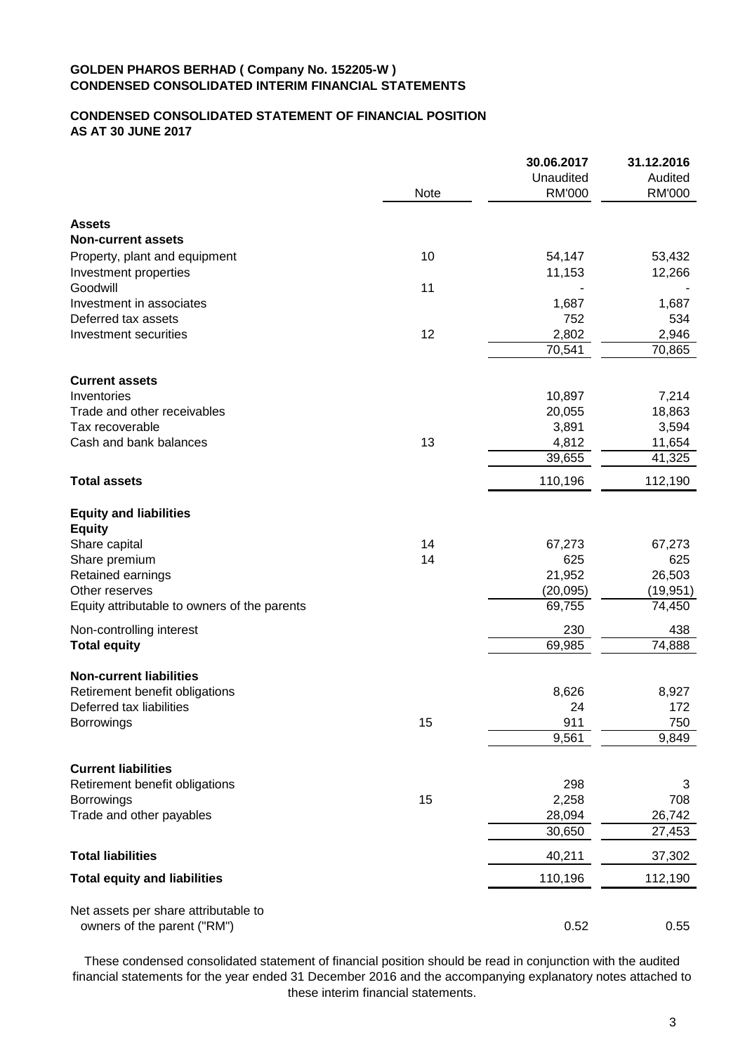**GOLDEN PHAROS BERHAD ( Company No. 152205-W )**
**CONDENSED CONSOLIDATED INTERIM FINANCIAL STATEMENTS**

**CONDENSED CONSOLIDATED STATEMENT OF FINANCIAL POSITION**
**AS AT 30 JUNE 2017**

| | Note | 30.06.2017 Unaudited RM'000 | 31.12.2016 Audited RM'000 |
|---|---|---|---|
| **Assets** | | | |
| **Non-current assets** | | | |
| Property, plant and equipment | 10 | 54,147 | 53,432 |
| Investment properties | | 11,153 | 12,266 |
| Goodwill | 11 | - | - |
| Investment in associates | | 1,687 | 1,687 |
| Deferred tax assets | | 752 | 534 |
| Investment securities | 12 | 2,802 | 2,946 |
| | | 70,541 | 70,865 |
| **Current assets** | | | |
| Inventories | | 10,897 | 7,214 |
| Trade and other receivables | | 20,055 | 18,863 |
| Tax recoverable | | 3,891 | 3,594 |
| Cash and bank balances | 13 | 4,812 | 11,654 |
| | | 39,655 | 41,325 |
| **Total assets** | | 110,196 | 112,190 |
| **Equity and liabilities** | | | |
| **Equity** | | | |
| Share capital | 14 | 67,273 | 67,273 |
| Share premium | 14 | 625 | 625 |
| Retained earnings | | 21,952 | 26,503 |
| Other reserves | | (20,095) | (19,951) |
| Equity attributable to owners of the parents | | 69,755 | 74,450 |
| Non-controlling interest | | 230 | 438 |
| **Total equity** | | 69,985 | 74,888 |
| **Non-current liabilities** | | | |
| Retirement benefit obligations | | 8,626 | 8,927 |
| Deferred tax liabilities | | 24 | 172 |
| Borrowings | 15 | 911 | 750 |
| | | 9,561 | 9,849 |
| **Current liabilities** | | | |
| Retirement benefit obligations | | 298 | 3 |
| Borrowings | 15 | 2,258 | 708 |
| Trade and other payables | | 28,094 | 26,742 |
| | | 30,650 | 27,453 |
| **Total liabilities** | | 40,211 | 37,302 |
| **Total equity and liabilities** | | 110,196 | 112,190 |
| Net assets per share attributable to owners of the parent ("RM") | | 0.52 | 0.55 |

These condensed consolidated statement of financial position should be read in conjunction with the audited financial statements for the year ended 31 December 2016 and the accompanying explanatory notes attached to these interim financial statements.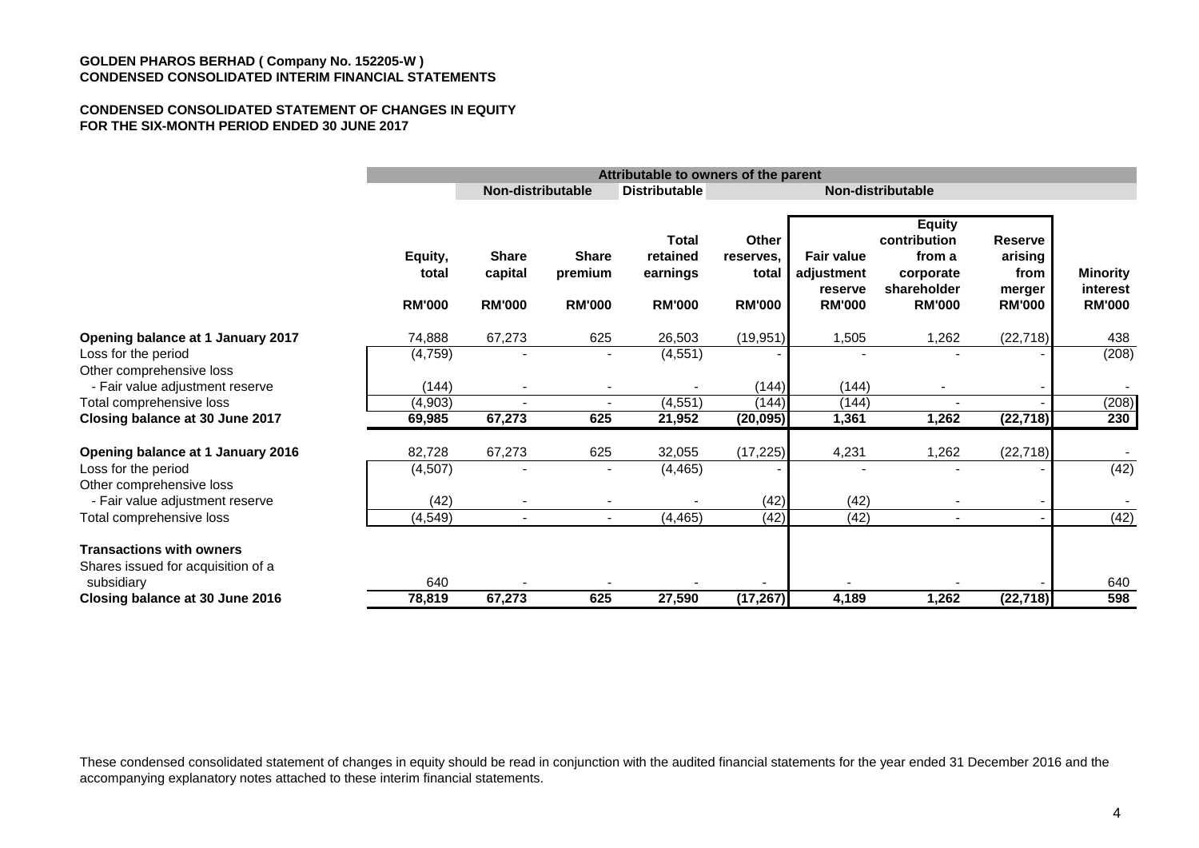**GOLDEN PHAROS BERHAD ( Company No. 152205-W )**
**CONDENSED CONSOLIDATED INTERIM FINANCIAL STATEMENTS**

**CONDENSED CONSOLIDATED STATEMENT OF CHANGES IN EQUITY**
**FOR THE SIX-MONTH PERIOD ENDED 30 JUNE 2017**

| | Attributable to owners of the parent | | | | | | | | |
|---|---|---|---|---|---|---|---|---|---|
| | | Non-distributable | | Distributable | Non-distributable | | | | |
| | Equity, total | Share capital | Share premium | Total retained earnings | Other reserves, total | Fair value adjustment reserve | Equity contribution from a corporate shareholder | Reserve arising from merger | Minority interest |
| | RM'000 | RM'000 | RM'000 | RM'000 | RM'000 | RM'000 | RM'000 | RM'000 | RM'000 |
| **Opening balance at 1 January 2017** | 74,888 | 67,273 | 625 | 26,503 | (19,951) | 1,505 | 1,262 | (22,718) | 438 |
| Loss for the period | (4,759) | - | - | (4,551) | - | - | - | - | (208) |
| Other comprehensive loss | | | | | | | | | |
| - Fair value adjustment reserve | (144) | - | - | - | (144) | (144) | - | - | - |
| Total comprehensive loss | (4,903) | - | - | (4,551) | (144) | (144) | - | - | (208) |
| **Closing balance at 30 June 2017** | **69,985** | **67,273** | **625** | **21,952** | **(20,095)** | **1,361** | **1,262** | **(22,718)** | **230** |
| | | | | | | | | | |
| **Opening balance at 1 January 2016** | 82,728 | 67,273 | 625 | 32,055 | (17,225) | 4,231 | 1,262 | (22,718) | - |
| Loss for the period | (4,507) | - | - | (4,465) | - | - | - | - | (42) |
| Other comprehensive loss | | | | | | | | | |
| - Fair value adjustment reserve | (42) | - | - | - | (42) | (42) | - | - | - |
| Total comprehensive loss | (4,549) | - | - | (4,465) | (42) | (42) | - | - | (42) |
| | | | | | | | | | |
| **Transactions with owners** | | | | | | | | | |
| Shares issued for acquisition of a subsidiary | 640 | - | - | - | - | - | - | - | 640 |
| **Closing balance at 30 June 2016** | **78,819** | **67,273** | **625** | **27,590** | **(17,267)** | **4,189** | **1,262** | **(22,718)** | **598** |

These condensed consolidated statement of changes in equity should be read in conjunction with the audited financial statements for the year ended 31 December 2016 and the accompanying explanatory notes attached to these interim financial statements.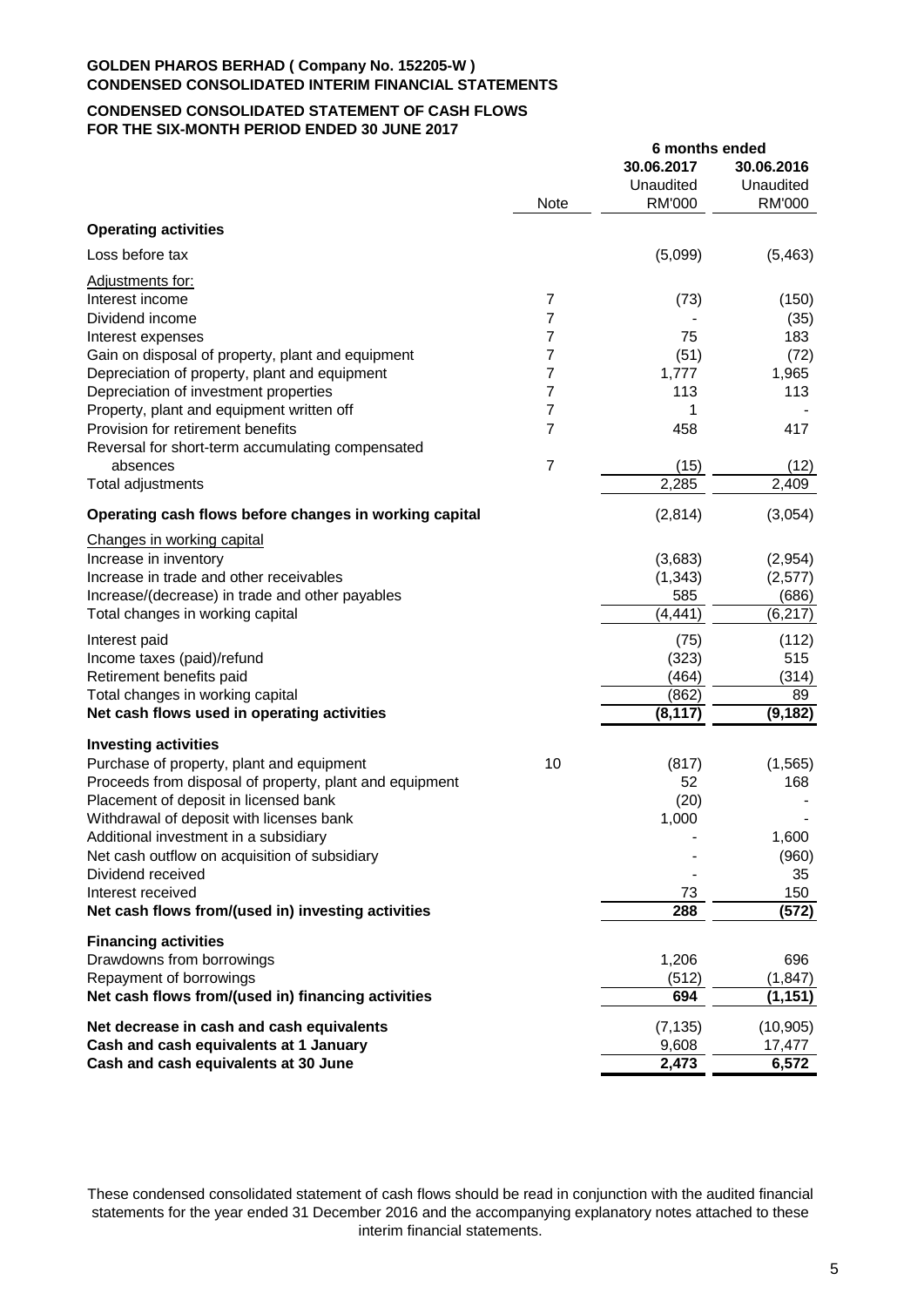**GOLDEN PHAROS BERHAD ( Company No. 152205-W )**
**CONDENSED CONSOLIDATED INTERIM FINANCIAL STATEMENTS**

**CONDENSED CONSOLIDATED STATEMENT OF CASH FLOWS**
**FOR THE SIX-MONTH PERIOD ENDED 30 JUNE 2017**

| | Note | 6 months ended | |
|---|---|---|---|
| | | **30.06.2017** | **30.06.2016** |
| | | Unaudited | Unaudited |
| | | RM'000 | RM'000 |
| **Operating activities** | | | |
| Loss before tax | | (5,099) | (5,463) |
| Adjustments for: | | | |
| Interest income | 7 | (73) | (150) |
| Dividend income | 7 | - | (35) |
| Interest expenses | 7 | 75 | 183 |
| Gain on disposal of property, plant and equipment | 7 | (51) | (72) |
| Depreciation of property, plant and equipment | 7 | 1,777 | 1,965 |
| Depreciation of investment properties | 7 | 113 | 113 |
| Property, plant and equipment written off | 7 | 1 | - |
| Provision for retirement benefits | 7 | 458 | 417 |
| Reversal for short-term accumulating compensated absences | 7 | (15) | (12) |
| Total adjustments | | 2,285 | 2,409 |
| **Operating cash flows before changes in working capital** | | (2,814) | (3,054) |
| Changes in working capital | | | |
| Increase in inventory | | (3,683) | (2,954) |
| Increase in trade and other receivables | | (1,343) | (2,577) |
| Increase/(decrease) in trade and other payables | | 585 | (686) |
| Total changes in working capital | | (4,441) | (6,217) |
| Interest paid | | (75) | (112) |
| Income taxes (paid)/refund | | (323) | 515 |
| Retirement benefits paid | | (464) | (314) |
| Total changes in working capital | | (862) | 89 |
| **Net cash flows used in operating activities** | | **(8,117)** | **(9,182)** |
| **Investing activities** | | | |
| Purchase of property, plant and equipment | 10 | (817) | (1,565) |
| Proceeds from disposal of property, plant and equipment | | 52 | 168 |
| Placement of deposit in licensed bank | | (20) | - |
| Withdrawal of deposit with licenses bank | | 1,000 | - |
| Additional investment in a subsidiary | | - | 1,600 |
| Net cash outflow on acquisition of subsidiary | | - | (960) |
| Dividend received | | - | 35 |
| Interest received | | 73 | 150 |
| **Net cash flows from/(used in) investing activities** | | **288** | **(572)** |
| **Financing activities** | | | |
| Drawdowns from borrowings | | 1,206 | 696 |
| Repayment of borrowings | | (512) | (1,847) |
| **Net cash flows from/(used in) financing activities** | | **694** | **(1,151)** |
| **Net decrease in cash and cash equivalents** | | (7,135) | (10,905) |
| **Cash and cash equivalents at 1 January** | | 9,608 | 17,477 |
| **Cash and cash equivalents at 30 June** | | **2,473** | **6,572** |

These condensed consolidated statement of cash flows should be read in conjunction with the audited financial statements for the year ended 31 December 2016 and the accompanying explanatory notes attached to these interim financial statements.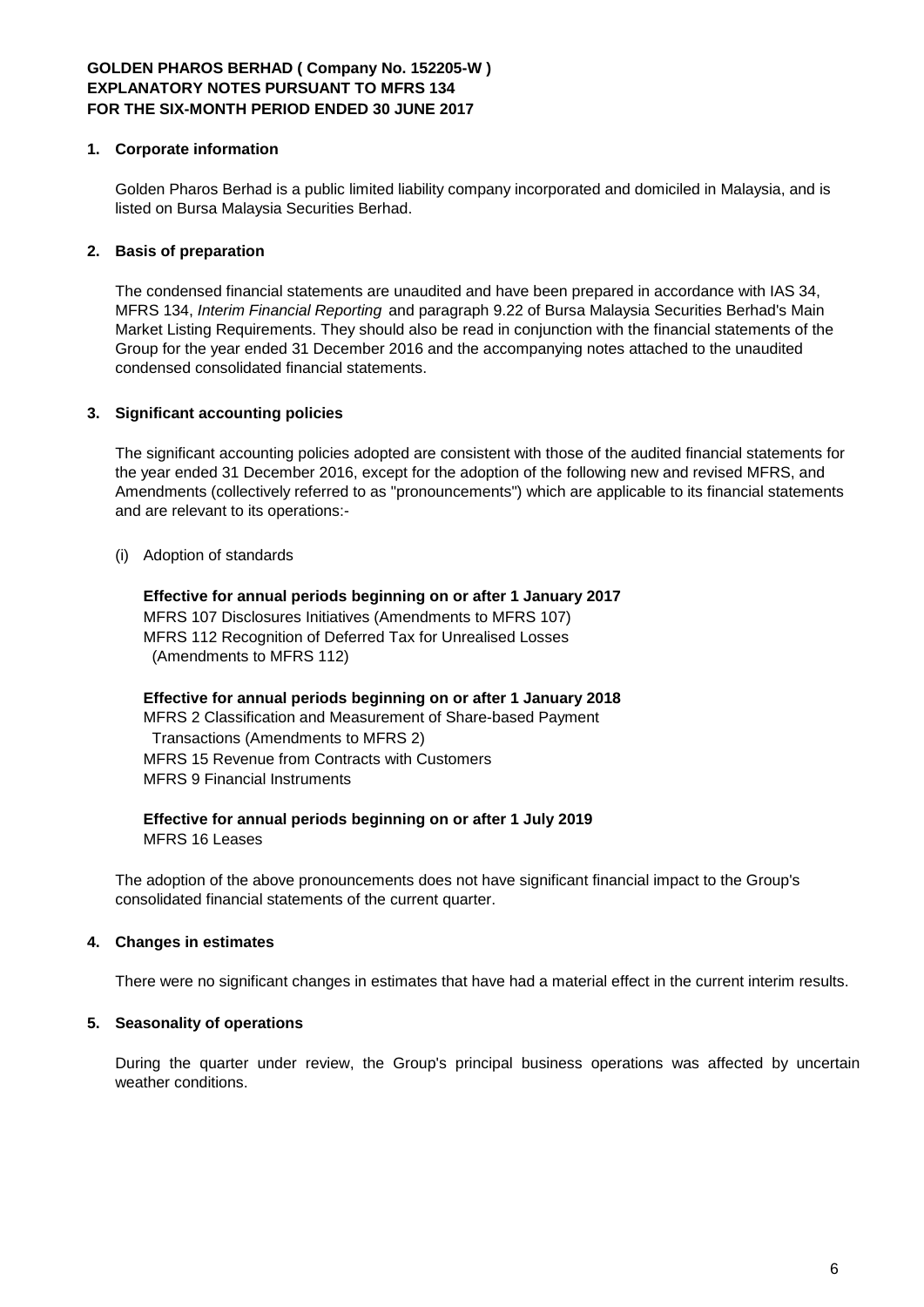**GOLDEN PHAROS BERHAD ( Company No. 152205-W )**
**EXPLANATORY NOTES PURSUANT TO MFRS 134**
**FOR THE SIX-MONTH PERIOD ENDED 30 JUNE 2017**

**1. Corporate information**

Golden Pharos Berhad is a public limited liability company incorporated and domiciled in Malaysia, and is listed on Bursa Malaysia Securities Berhad.

**2. Basis of preparation**

The condensed financial statements are unaudited and have been prepared in accordance with IAS 34, MFRS 134, *Interim Financial Reporting* and paragraph 9.22 of Bursa Malaysia Securities Berhad's Main Market Listing Requirements. They should also be read in conjunction with the financial statements of the Group for the year ended 31 December 2016 and the accompanying notes attached to the unaudited condensed consolidated financial statements.

**3. Significant accounting policies**

The significant accounting policies adopted are consistent with those of the audited financial statements for the year ended 31 December 2016, except for the adoption of the following new and revised MFRS, and Amendments (collectively referred to as "pronouncements") which are applicable to its financial statements and are relevant to its operations:-

(i) Adoption of standards

**Effective for annual periods beginning on or after 1 January 2017**
MFRS 107 Disclosures Initiatives (Amendments to MFRS 107)
MFRS 112 Recognition of Deferred Tax for Unrealised Losses (Amendments to MFRS 112)

**Effective for annual periods beginning on or after 1 January 2018**
MFRS 2 Classification and Measurement of Share-based Payment Transactions (Amendments to MFRS 2)
MFRS 15 Revenue from Contracts with Customers
MFRS 9 Financial Instruments

**Effective for annual periods beginning on or after 1 July 2019**
MFRS 16 Leases

The adoption of the above pronouncements does not have significant financial impact to the Group's consolidated financial statements of the current quarter.

**4. Changes in estimates**

There were no significant changes in estimates that have had a material effect in the current interim results.

**5. Seasonality of operations**

During the quarter under review, the Group's principal business operations was affected by uncertain weather conditions.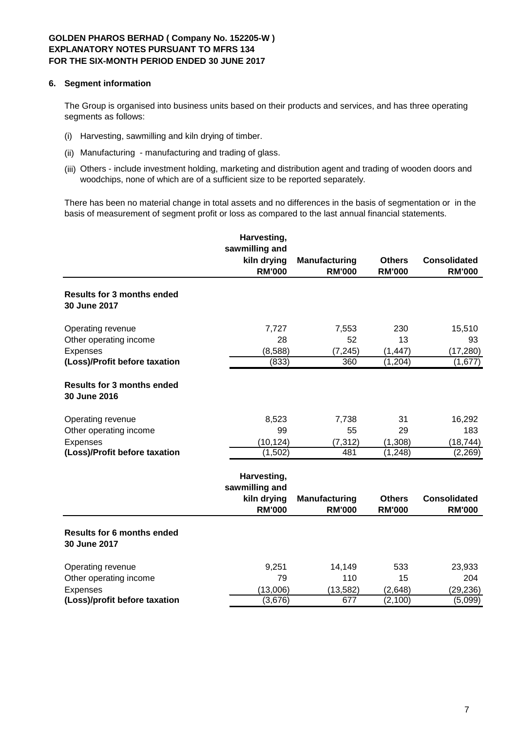**GOLDEN PHAROS BERHAD ( Company No. 152205-W )**
**EXPLANATORY NOTES PURSUANT TO MFRS 134**
**FOR THE SIX-MONTH PERIOD ENDED 30 JUNE 2017**

## 6. Segment information

The Group is organised into business units based on their products and services, and has three operating segments as follows:

(i) Harvesting, sawmilling and kiln drying of timber.

(ii) Manufacturing - manufacturing and trading of glass.

(iii) Others - include investment holding, marketing and distribution agent and trading of wooden doors and woodchips, none of which are of a sufficient size to be reported separately.

There has been no material change in total assets and no differences in the basis of segmentation or in the basis of measurement of segment profit or loss as compared to the last annual financial statements.

| | Harvesting, sawmilling and kiln drying RM'000 | Manufacturing RM'000 | Others RM'000 | Consolidated RM'000 |
|---|---|---|---|---|
| **Results for 3 months ended 30 June 2017** | | | | |
| Operating revenue | 7,727 | 7,553 | 230 | 15,510 |
| Other operating income | 28 | 52 | 13 | 93 |
| Expenses | (8,588) | (7,245) | (1,447) | (17,280) |
| **(Loss)/Profit before taxation** | (833) | 360 | (1,204) | (1,677) |
| **Results for 3 months ended 30 June 2016** | | | | |
| Operating revenue | 8,523 | 7,738 | 31 | 16,292 |
| Other operating income | 99 | 55 | 29 | 183 |
| Expenses | (10,124) | (7,312) | (1,308) | (18,744) |
| **(Loss)/Profit before taxation** | (1,502) | 481 | (1,248) | (2,269) |

| | Harvesting, sawmilling and kiln drying RM'000 | Manufacturing RM'000 | Others RM'000 | Consolidated RM'000 |
|---|---|---|---|---|
| **Results for 6 months ended 30 June 2017** | | | | |
| Operating revenue | 9,251 | 14,149 | 533 | 23,933 |
| Other operating income | 79 | 110 | 15 | 204 |
| Expenses | (13,006) | (13,582) | (2,648) | (29,236) |
| **(Loss)/profit before taxation** | (3,676) | 677 | (2,100) | (5,099) |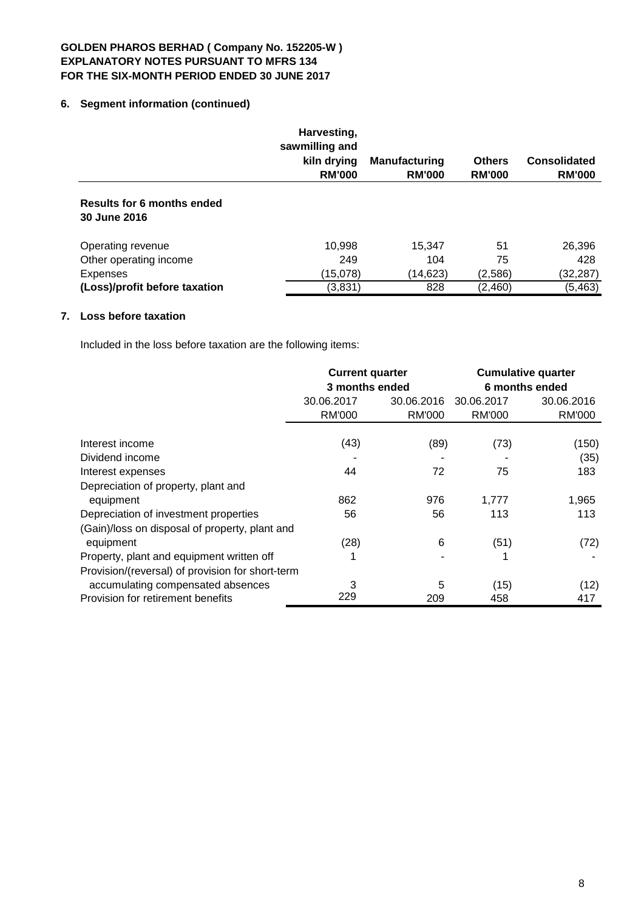**GOLDEN PHAROS BERHAD ( Company No. 152205-W )**
**EXPLANATORY NOTES PURSUANT TO MFRS 134**
**FOR THE SIX-MONTH PERIOD ENDED 30 JUNE 2017**

## 6. Segment information (continued)

| | Harvesting, sawmilling and kiln drying RM'000 | Manufacturing RM'000 | Others RM'000 | Consolidated RM'000 |
|---|---|---|---|---|
| **Results for 6 months ended 30 June 2016** | | | | |
| Operating revenue | 10,998 | 15,347 | 51 | 26,396 |
| Other operating income | 249 | 104 | 75 | 428 |
| Expenses | (15,078) | (14,623) | (2,586) | (32,287) |
| **(Loss)/profit before taxation** | (3,831) | 828 | (2,460) | (5,463) |

## 7. Loss before taxation

Included in the loss before taxation are the following items:

| | Current quarter 3 months ended | | Cumulative quarter 6 months ended | |
|---|---|---|---|---|
| | 30.06.2017 RM'000 | 30.06.2016 RM'000 | 30.06.2017 RM'000 | 30.06.2016 RM'000 |
| Interest income | (43) | (89) | (73) | (150) |
| Dividend income | - | - | - | (35) |
| Interest expenses | 44 | 72 | 75 | 183 |
| Depreciation of property, plant and equipment | 862 | 976 | 1,777 | 1,965 |
| Depreciation of investment properties | 56 | 56 | 113 | 113 |
| (Gain)/loss on disposal of property, plant and equipment | (28) | 6 | (51) | (72) |
| Property, plant and equipment written off | 1 | - | 1 | - |
| Provision/(reversal) of provision for short-term accumulating compensated absences | 3 | 5 | (15) | (12) |
| Provision for retirement benefits | 229 | 209 | 458 | 417 |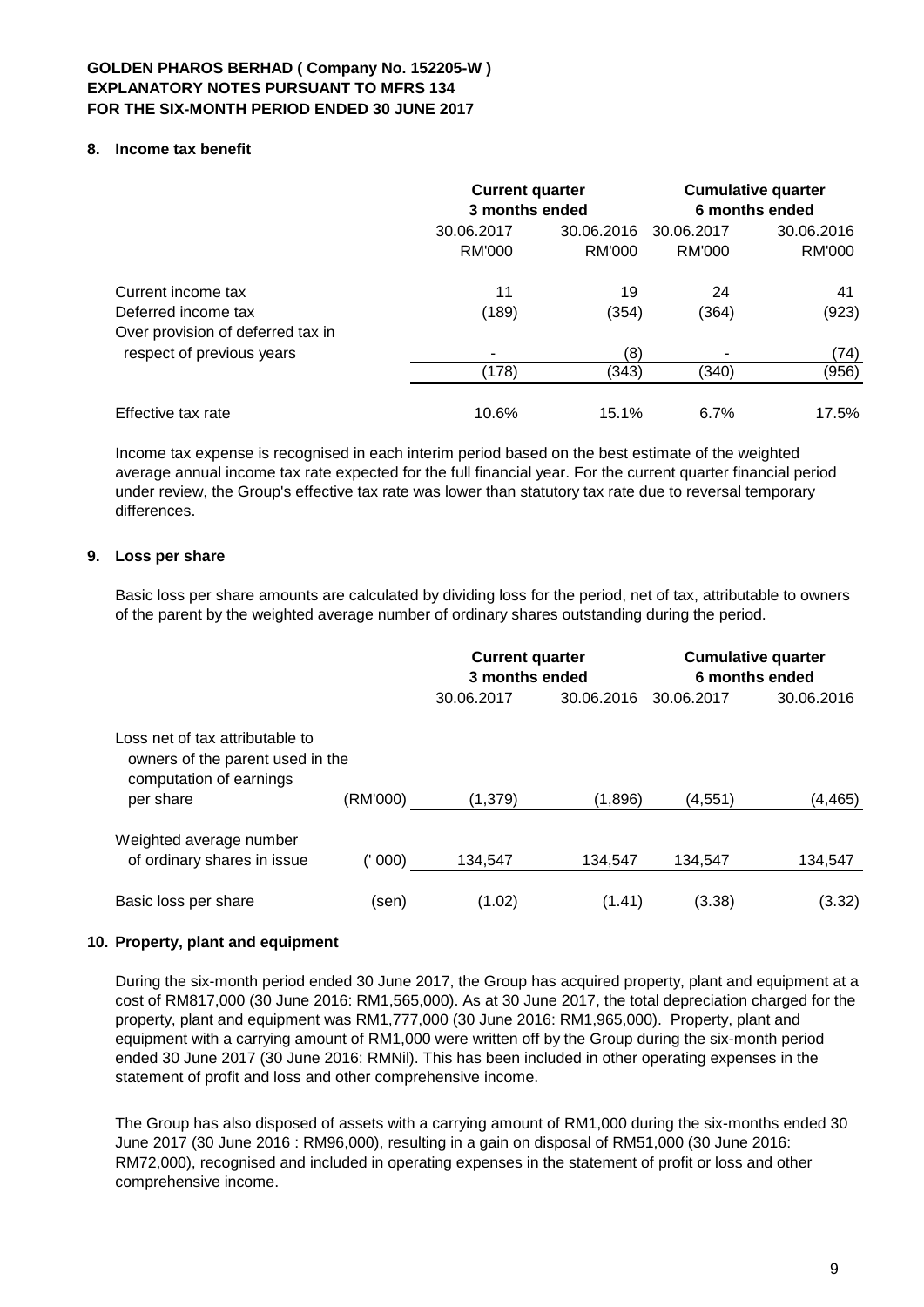**GOLDEN PHAROS BERHAD ( Company No. 152205-W )**
**EXPLANATORY NOTES PURSUANT TO MFRS 134**
**FOR THE SIX-MONTH PERIOD ENDED 30 JUNE 2017**

## 8. Income tax benefit

| | Current quarter 3 months ended | | Cumulative quarter 6 months ended | |
|---|---|---|---|---|
| | 30.06.2017 | 30.06.2016 | 30.06.2017 | 30.06.2016 |
| | RM'000 | RM'000 | RM'000 | RM'000 |
| Current income tax | 11 | 19 | 24 | 41 |
| Deferred income tax | (189) | (354) | (364) | (923) |
| Over provision of deferred tax in respect of previous years | - | (8) | - | (74) |
| | (178) | (343) | (340) | (956) |
| Effective tax rate | 10.6% | 15.1% | 6.7% | 17.5% |

Income tax expense is recognised in each interim period based on the best estimate of the weighted average annual income tax rate expected for the full financial year. For the current quarter financial period under review, the Group's effective tax rate was lower than statutory tax rate due to reversal temporary differences.

## 9. Loss per share

Basic loss per share amounts are calculated by dividing loss for the period, net of tax, attributable to owners of the parent by the weighted average number of ordinary shares outstanding during the period.

| | | Current quarter 3 months ended | | Cumulative quarter 6 months ended | |
|---|---|---|---|---|---|
| | | 30.06.2017 | 30.06.2016 | 30.06.2017 | 30.06.2016 |
| Loss net of tax attributable to owners of the parent used in the computation of earnings per share | (RM'000) | (1,379) | (1,896) | (4,551) | (4,465) |
| Weighted average number of ordinary shares in issue | (' 000) | 134,547 | 134,547 | 134,547 | 134,547 |
| Basic loss per share | (sen) | (1.02) | (1.41) | (3.38) | (3.32) |

## 10. Property, plant and equipment

During the six-month period ended 30 June 2017, the Group has acquired property, plant and equipment at a cost of RM817,000 (30 June 2016: RM1,565,000). As at 30 June 2017, the total depreciation charged for the property, plant and equipment was RM1,777,000 (30 June 2016: RM1,965,000). Property, plant and equipment with a carrying amount of RM1,000 were written off by the Group during the six-month period ended 30 June 2017 (30 June 2016: RMNil). This has been included in other operating expenses in the statement of profit and loss and other comprehensive income.

The Group has also disposed of assets with a carrying amount of RM1,000 during the six-months ended 30 June 2017 (30 June 2016 : RM96,000), resulting in a gain on disposal of RM51,000 (30 June 2016: RM72,000), recognised and included in operating expenses in the statement of profit or loss and other comprehensive income.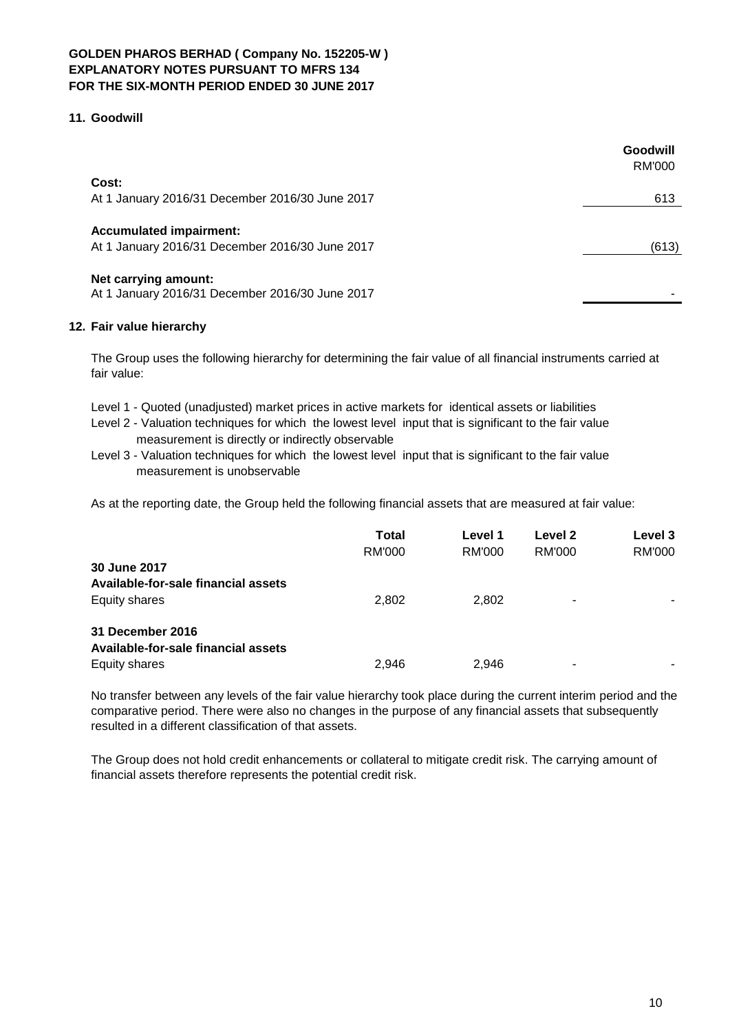**GOLDEN PHAROS BERHAD ( Company No. 152205-W )**
**EXPLANATORY NOTES PURSUANT TO MFRS 134**
**FOR THE SIX-MONTH PERIOD ENDED 30 JUNE 2017**

## 11. Goodwill

| | **Goodwill** |
|---|---|
| | RM'000 |
| **Cost:** | |
| At 1 January 2016/31 December 2016/30 June 2017 | 613 |
| **Accumulated impairment:** | |
| At 1 January 2016/31 December 2016/30 June 2017 | (613) |
| **Net carrying amount:** | |
| At 1 January 2016/31 December 2016/30 June 2017 | - |

## 12. Fair value hierarchy

The Group uses the following hierarchy for determining the fair value of all financial instruments carried at fair value:

Level 1 - Quoted (unadjusted) market prices in active markets for identical assets or liabilities
Level 2 - Valuation techniques for which the lowest level input that is significant to the fair value measurement is directly or indirectly observable
Level 3 - Valuation techniques for which the lowest level input that is significant to the fair value measurement is unobservable

As at the reporting date, the Group held the following financial assets that are measured at fair value:

| | **Total** | **Level 1** | **Level 2** | **Level 3** |
|---|---|---|---|---|
| | RM'000 | RM'000 | RM'000 | RM'000 |
| **30 June 2017** | | | | |
| **Available-for-sale financial assets** | | | | |
| Equity shares | 2,802 | 2,802 | - | - |
| **31 December 2016** | | | | |
| **Available-for-sale financial assets** | | | | |
| Equity shares | 2,946 | 2,946 | - | - |

No transfer between any levels of the fair value hierarchy took place during the current interim period and the comparative period. There were also no changes in the purpose of any financial assets that subsequently resulted in a different classification of that assets.

The Group does not hold credit enhancements or collateral to mitigate credit risk. The carrying amount of financial assets therefore represents the potential credit risk.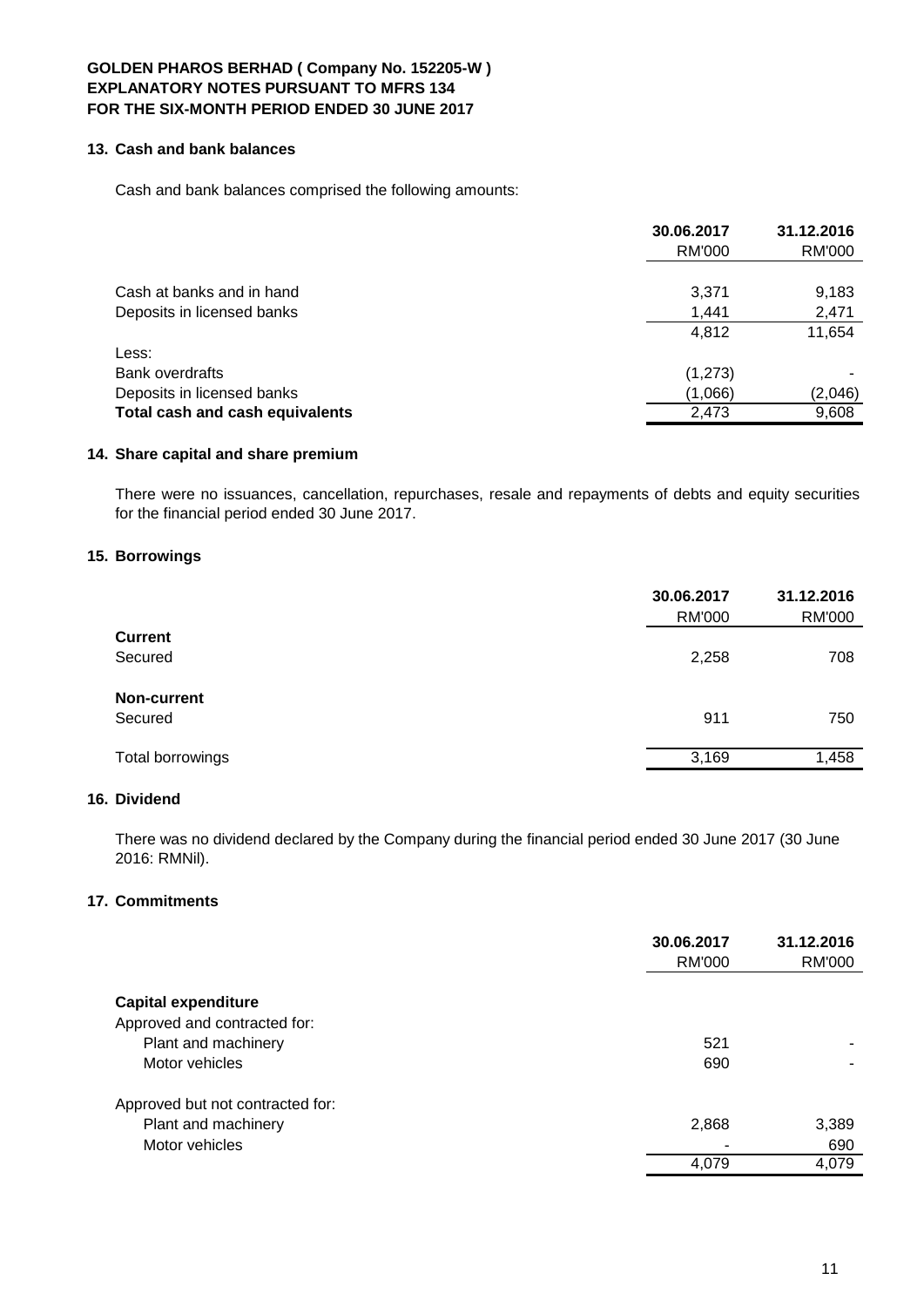**GOLDEN PHAROS BERHAD ( Company No. 152205-W )**
**EXPLANATORY NOTES PURSUANT TO MFRS 134**
**FOR THE SIX-MONTH PERIOD ENDED 30 JUNE 2017**

## 13. Cash and bank balances

Cash and bank balances comprised the following amounts:

| | 30.06.2017 | 31.12.2016 |
|---|---|---|
| | RM'000 | RM'000 |
| Cash at banks and in hand | 3,371 | 9,183 |
| Deposits in licensed banks | 1,441 | 2,471 |
| | 4,812 | 11,654 |
| Less: | | |
| Bank overdrafts | (1,273) | - |
| Deposits in licensed banks | (1,066) | (2,046) |
| **Total cash and cash equivalents** | 2,473 | 9,608 |

## 14. Share capital and share premium

There were no issuances, cancellation, repurchases, resale and repayments of debts and equity securities for the financial period ended 30 June 2017.

## 15. Borrowings

| | 30.06.2017 | 31.12.2016 |
|---|---|---|
| | RM'000 | RM'000 |
| **Current** | | |
| Secured | 2,258 | 708 |
| **Non-current** | | |
| Secured | 911 | 750 |
| Total borrowings | 3,169 | 1,458 |

## 16. Dividend

There was no dividend declared by the Company during the financial period ended 30 June 2017 (30 June 2016: RMNil).

## 17. Commitments

| | 30.06.2017 | 31.12.2016 |
|---|---|---|
| | RM'000 | RM'000 |
| **Capital expenditure** | | |
| Approved and contracted for: | | |
| Plant and machinery | 521 | - |
| Motor vehicles | 690 | - |
| Approved but not contracted for: | | |
| Plant and machinery | 2,868 | 3,389 |
| Motor vehicles | - | 690 |
| | 4,079 | 4,079 |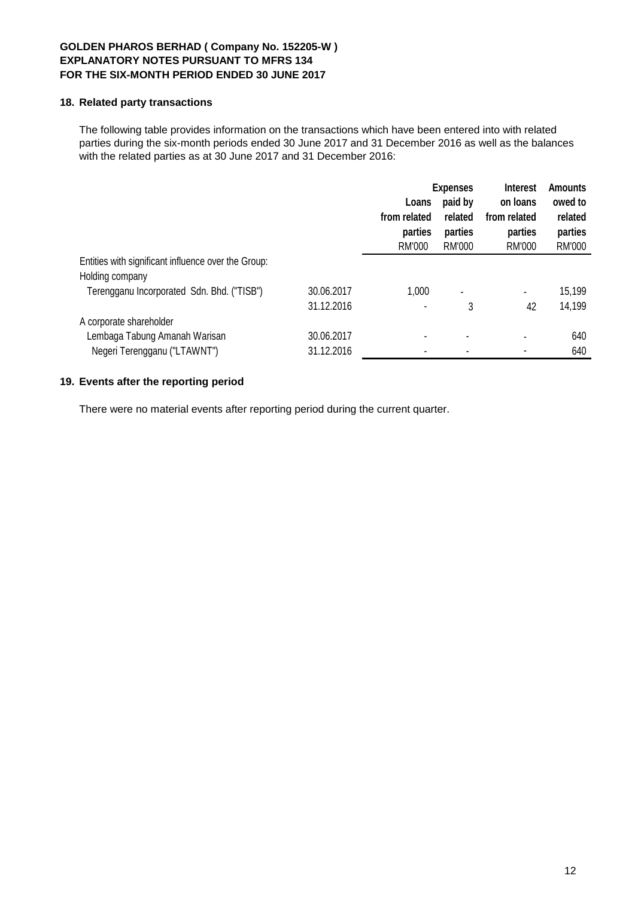**GOLDEN PHAROS BERHAD ( Company No. 152205-W )**
**EXPLANATORY NOTES PURSUANT TO MFRS 134**
**FOR THE SIX-MONTH PERIOD ENDED 30 JUNE 2017**

## 18. Related party transactions

The following table provides information on the transactions which have been entered into with related parties during the six-month periods ended 30 June 2017 and 31 December 2016 as well as the balances with the related parties as at 30 June 2017 and 31 December 2016:

| | | Loans from related parties | Expenses paid by related parties | Interest on loans from related parties | Amounts owed to related parties |
|---|---|---|---|---|---|
| | | RM'000 | RM'000 | RM'000 | RM'000 |
| Entities with significant influence over the Group: | | | | | |
| Holding company | | | | | |
| Terengganu Incorporated Sdn. Bhd. ("TISB") | 30.06.2017 | 1,000 | - | - | 15,199 |
| | 31.12.2016 | - | 3 | 42 | 14,199 |
| A corporate shareholder | | | | | |
| Lembaga Tabung Amanah Warisan | 30.06.2017 | - | - | - | 640 |
| Negeri Terengganu ("LTAWNT") | 31.12.2016 | - | - | - | 640 |

## 19. Events after the reporting period

There were no material events after reporting period during the current quarter.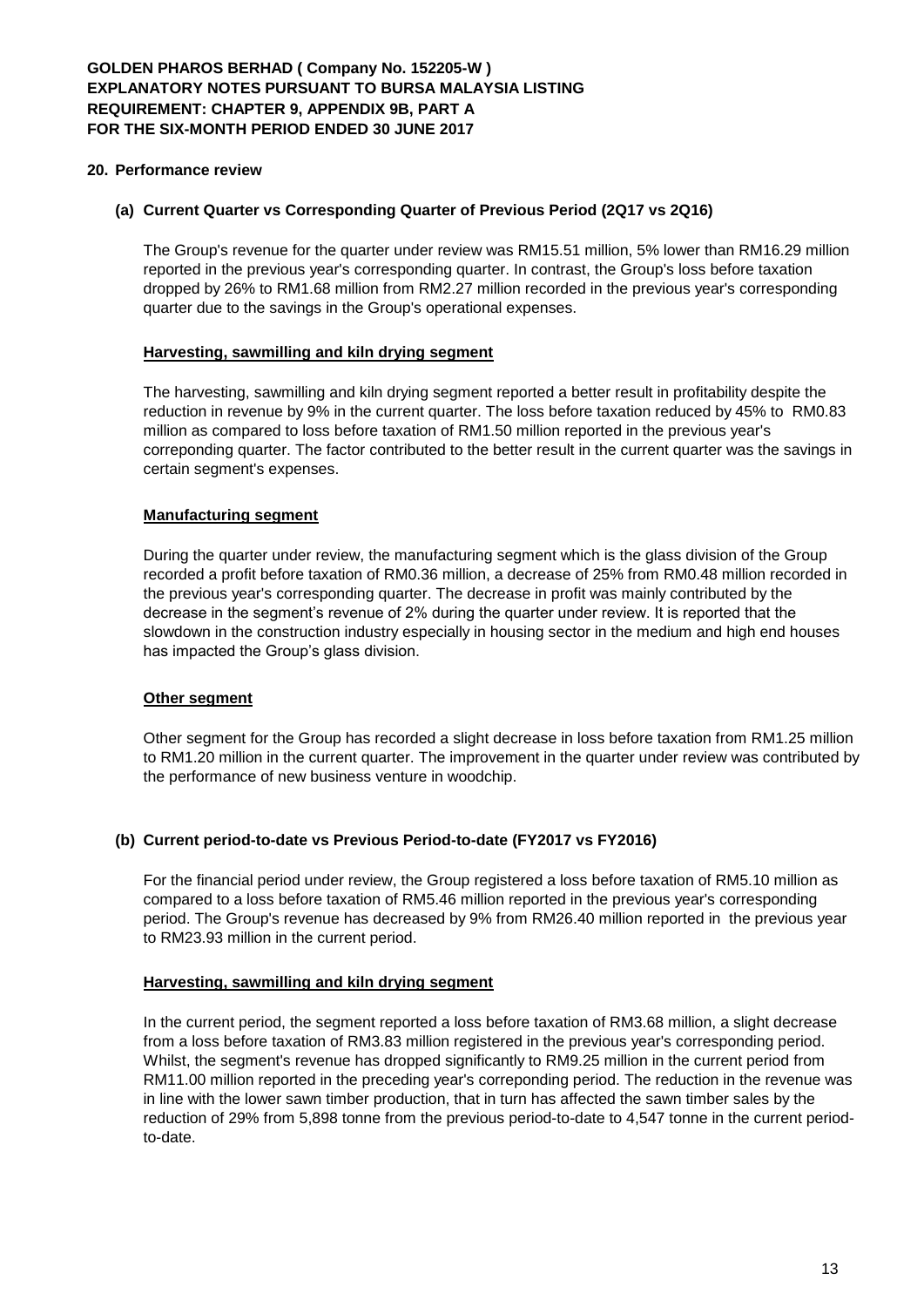**GOLDEN PHAROS BERHAD ( Company No. 152205-W )**
**EXPLANATORY NOTES PURSUANT TO BURSA MALAYSIA LISTING REQUIREMENT: CHAPTER 9, APPENDIX 9B, PART A**
**FOR THE SIX-MONTH PERIOD ENDED 30 JUNE 2017**

## 20. Performance review

### (a) Current Quarter vs Corresponding Quarter of Previous Period (2Q17 vs 2Q16)

The Group's revenue for the quarter under review was RM15.51 million, 5% lower than RM16.29 million reported in the previous year's corresponding quarter. In contrast, the Group's loss before taxation dropped by 26% to RM1.68 million from RM2.27 million recorded in the previous year's corresponding quarter due to the savings in the Group's operational expenses.

**Harvesting, sawmilling and kiln drying segment**

The harvesting, sawmilling and kiln drying segment reported a better result in profitability despite the reduction in revenue by 9% in the current quarter. The loss before taxation reduced by 45% to RM0.83 million as compared to loss before taxation of RM1.50 million reported in the previous year's correponding quarter. The factor contributed to the better result in the current quarter was the savings in certain segment's expenses.

**Manufacturing segment**

During the quarter under review, the manufacturing segment which is the glass division of the Group recorded a profit before taxation of RM0.36 million, a decrease of 25% from RM0.48 million recorded in the previous year's corresponding quarter. The decrease in profit was mainly contributed by the decrease in the segment's revenue of 2% during the quarter under review. It is reported that the slowdown in the construction industry especially in housing sector in the medium and high end houses has impacted the Group's glass division.

**Other segment**

Other segment for the Group has recorded a slight decrease in loss before taxation from RM1.25 million to RM1.20 million in the current quarter. The improvement in the quarter under review was contributed by the performance of new business venture in woodchip.

### (b) Current period-to-date vs Previous Period-to-date (FY2017 vs FY2016)

For the financial period under review, the Group registered a loss before taxation of RM5.10 million as compared to a loss before taxation of RM5.46 million reported in the previous year's corresponding period. The Group's revenue has decreased by 9% from RM26.40 million reported in the previous year to RM23.93 million in the current period.

**Harvesting, sawmilling and kiln drying segment**

In the current period, the segment reported a loss before taxation of RM3.68 million, a slight decrease from a loss before taxation of RM3.83 million registered in the previous year's corresponding period. Whilst, the segment's revenue has dropped significantly to RM9.25 million in the current period from RM11.00 million reported in the preceding year's correponding period. The reduction in the revenue was in line with the lower sawn timber production, that in turn has affected the sawn timber sales by the reduction of 29% from 5,898 tonne from the previous period-to-date to 4,547 tonne in the current period-to-date.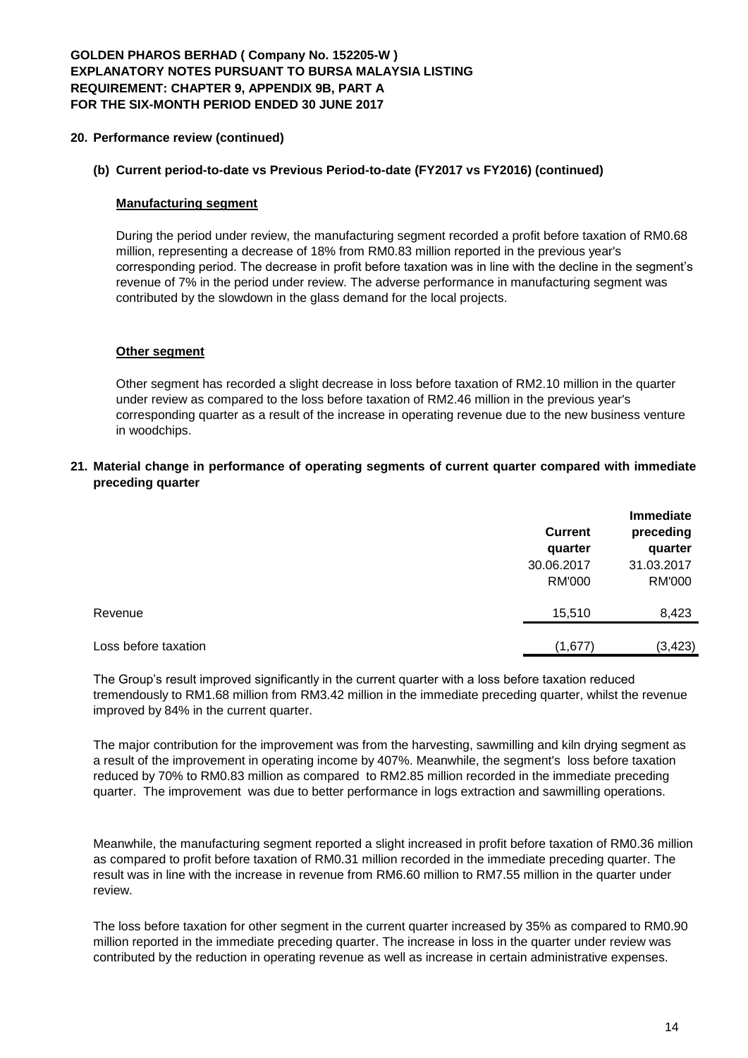## 20. Performance review (continued)

### (b) Current period-to-date vs Previous Period-to-date (FY2017 vs FY2016) (continued)

**Manufacturing segment**

During the period under review, the manufacturing segment recorded a profit before taxation of RM0.68 million, representing a decrease of 18% from RM0.83 million reported in the previous year's corresponding period. The decrease in profit before taxation was in line with the decline in the segment's revenue of 7% in the period under review. The adverse performance in manufacturing segment was contributed by the slowdown in the glass demand for the local projects.

**Other segment**

Other segment has recorded a slight decrease in loss before taxation of RM2.10 million in the quarter under review as compared to the loss before taxation of RM2.46 million in the previous year's corresponding quarter as a result of the increase in operating revenue due to the new business venture in woodchips.

## 21. Material change in performance of operating segments of current quarter compared with immediate preceding quarter

| | Current quarter | Immediate preceding quarter |
|---|---|---|
| | 30.06.2017 | 31.03.2017 |
| | RM'000 | RM'000 |
| Revenue | 15,510 | 8,423 |
| Loss before taxation | (1,677) | (3,423) |

The Group's result improved significantly in the current quarter with a loss before taxation reduced tremendously to RM1.68 million from RM3.42 million in the immediate preceding quarter, whilst the revenue improved by 84% in the current quarter.

The major contribution for the improvement was from the harvesting, sawmilling and kiln drying segment as a result of the improvement in operating income by 407%. Meanwhile, the segment's loss before taxation reduced by 70% to RM0.83 million as compared to RM2.85 million recorded in the immediate preceding quarter. The improvement was due to better performance in logs extraction and sawmilling operations.

Meanwhile, the manufacturing segment reported a slight increased in profit before taxation of RM0.36 million as compared to profit before taxation of RM0.31 million recorded in the immediate preceding quarter. The result was in line with the increase in revenue from RM6.60 million to RM7.55 million in the quarter under review.

The loss before taxation for other segment in the current quarter increased by 35% as compared to RM0.90 million reported in the immediate preceding quarter. The increase in loss in the quarter under review was contributed by the reduction in operating revenue as well as increase in certain administrative expenses.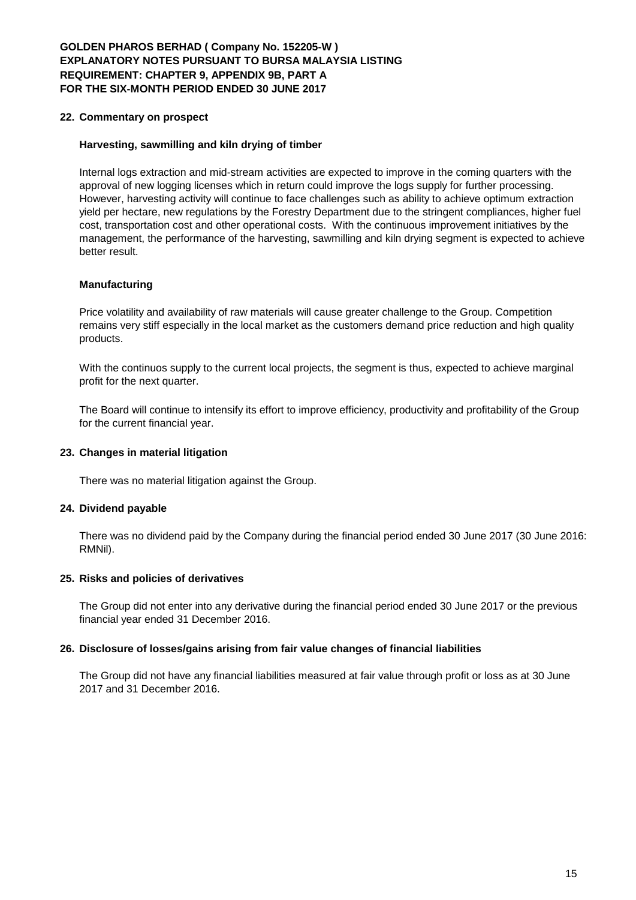## 22. Commentary on prospect

### Harvesting, sawmilling and kiln drying of timber

Internal logs extraction and mid-stream activities are expected to improve in the coming quarters with the approval of new logging licenses which in return could improve the logs supply for further processing. However, harvesting activity will continue to face challenges such as ability to achieve optimum extraction yield per hectare, new regulations by the Forestry Department due to the stringent compliances, higher fuel cost, transportation cost and other operational costs. With the continuous improvement initiatives by the management, the performance of the harvesting, sawmilling and kiln drying segment is expected to achieve better result.

### Manufacturing

Price volatility and availability of raw materials will cause greater challenge to the Group. Competition remains very stiff especially in the local market as the customers demand price reduction and high quality products.

With the continuos supply to the current local projects, the segment is thus, expected to achieve marginal profit for the next quarter.

The Board will continue to intensify its effort to improve efficiency, productivity and profitability of the Group for the current financial year.

## 23. Changes in material litigation

There was no material litigation against the Group.

## 24. Dividend payable

There was no dividend paid by the Company during the financial period ended 30 June 2017 (30 June 2016: RMNil).

## 25. Risks and policies of derivatives

The Group did not enter into any derivative during the financial period ended 30 June 2017 or the previous financial year ended 31 December 2016.

## 26. Disclosure of losses/gains arising from fair value changes of financial liabilities

The Group did not have any financial liabilities measured at fair value through profit or loss as at 30 June 2017 and 31 December 2016.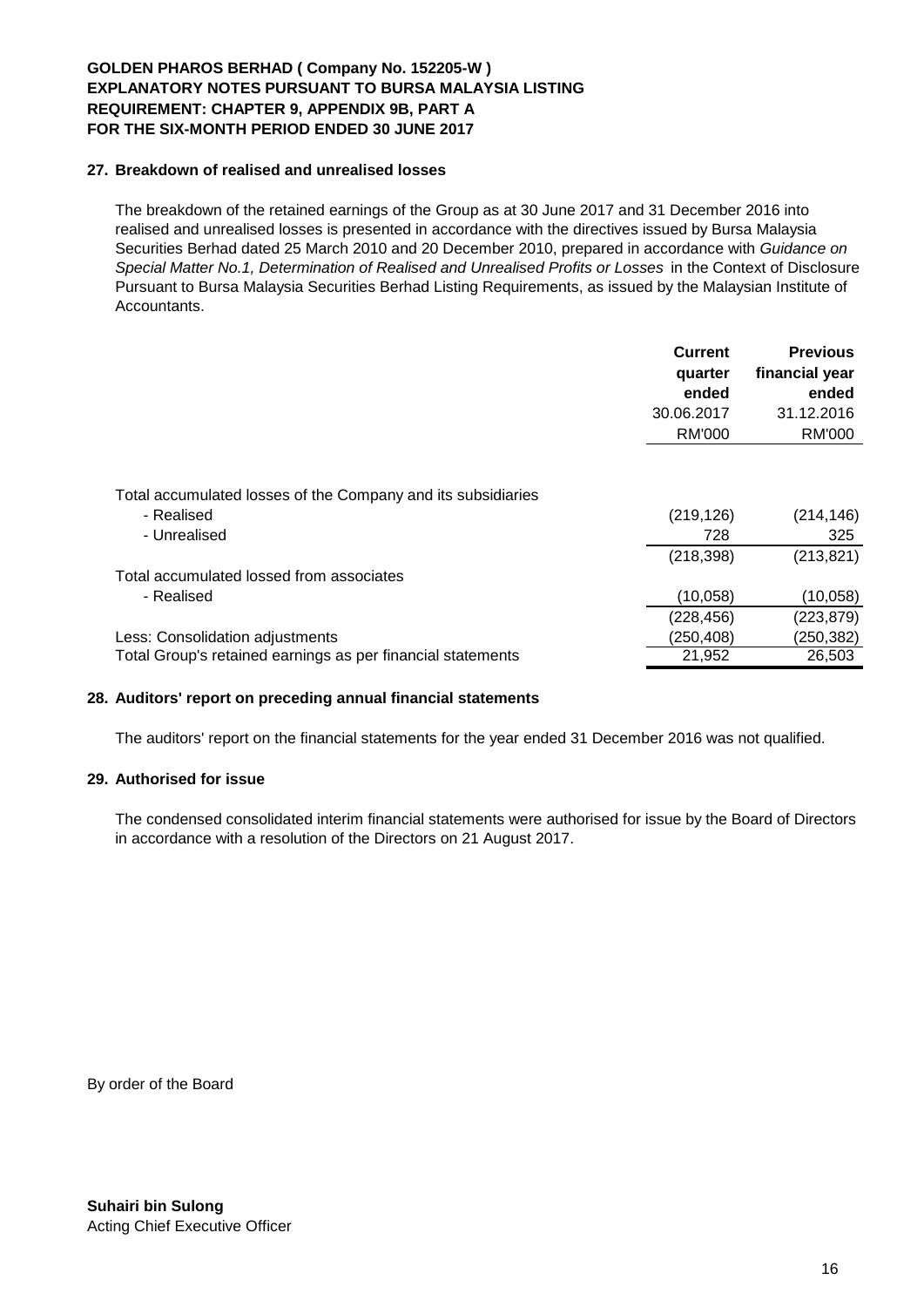**GOLDEN PHAROS BERHAD ( Company No. 152205-W )**
**EXPLANATORY NOTES PURSUANT TO BURSA MALAYSIA LISTING REQUIREMENT: CHAPTER 9, APPENDIX 9B, PART A**
**FOR THE SIX-MONTH PERIOD ENDED 30 JUNE 2017**

## 27. Breakdown of realised and unrealised losses

The breakdown of the retained earnings of the Group as at 30 June 2017 and 31 December 2016 into realised and unrealised losses is presented in accordance with the directives issued by Bursa Malaysia Securities Berhad dated 25 March 2010 and 20 December 2010, prepared in accordance with *Guidance on Special Matter No.1, Determination of Realised and Unrealised Profits or Losses* in the Context of Disclosure Pursuant to Bursa Malaysia Securities Berhad Listing Requirements, as issued by the Malaysian Institute of Accountants.

| | **Current quarter ended** 30.06.2017 RM'000 | **Previous financial year ended** 31.12.2016 RM'000 |
|---|---|---|
| Total accumulated losses of the Company and its subsidiaries | | |
| - Realised | (219,126) | (214,146) |
| - Unrealised | 728 | 325 |
| | (218,398) | (213,821) |
| Total accumulated lossed from associates | | |
| - Realised | (10,058) | (10,058) |
| | (228,456) | (223,879) |
| Less: Consolidation adjustments | (250,408) | (250,382) |
| Total Group's retained earnings as per financial statements | 21,952 | 26,503 |

## 28. Auditors' report on preceding annual financial statements

The auditors' report on the financial statements for the year ended 31 December 2016 was not qualified.

## 29. Authorised for issue

The condensed consolidated interim financial statements were authorised for issue by the Board of Directors in accordance with a resolution of the Directors on 21 August 2017.

By order of the Board

**Suhairi bin Sulong**
Acting Chief Executive Officer